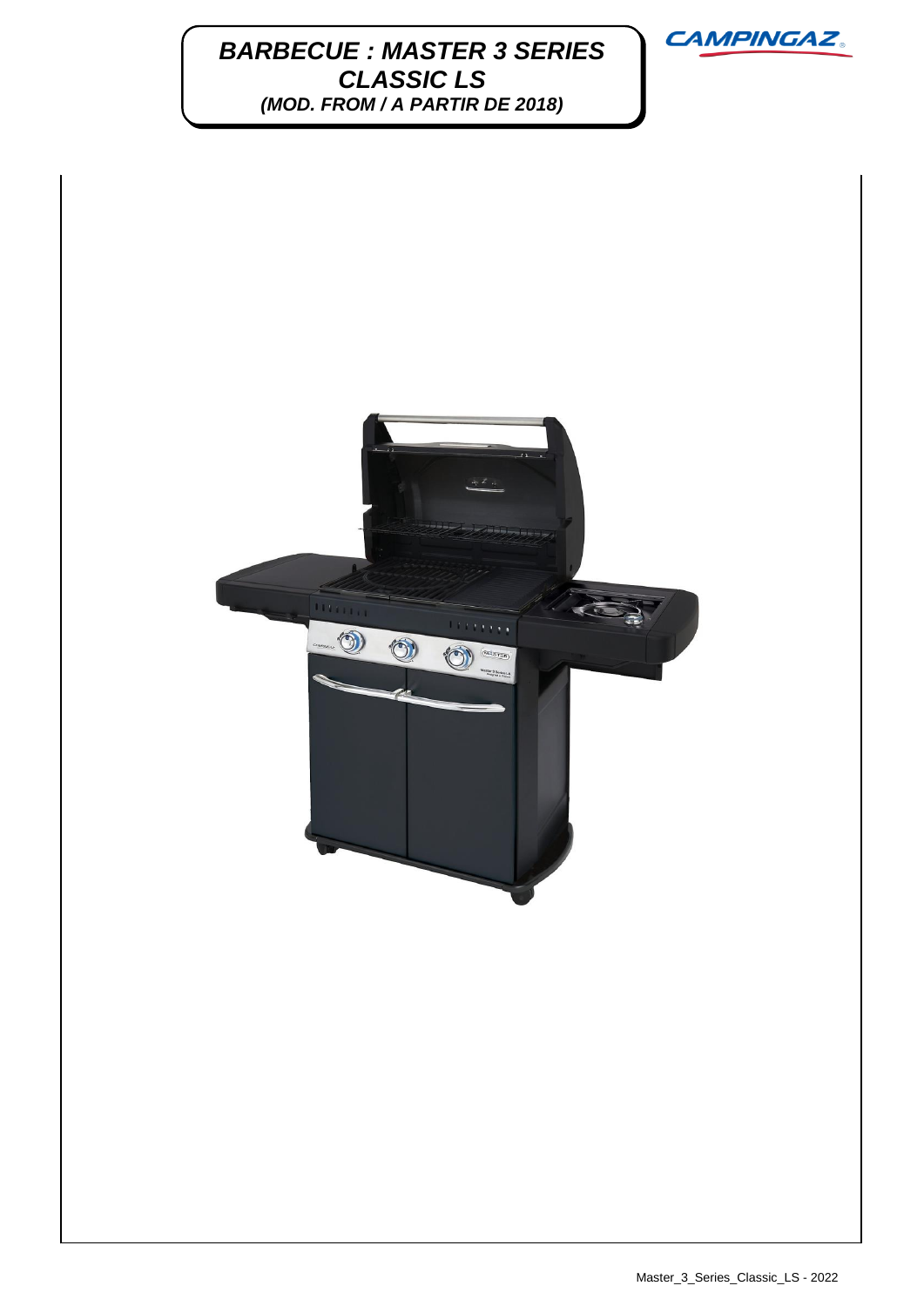# BARBECUE : MASTER 3 SERIES CLASSIC LS

## (MOD. FROM / A PARTIR DE 2018)

CAMPINGAZ

Master_3_Series_Classic_LS - 2022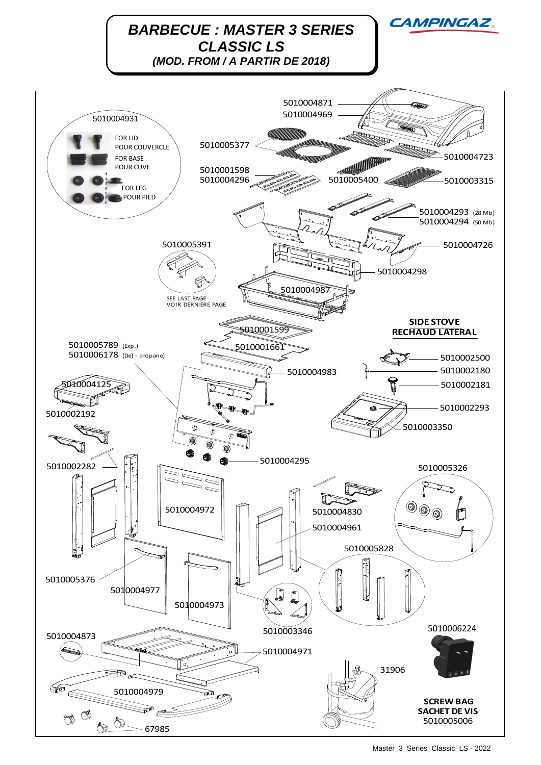# BARBECUE : MASTER 3 SERIES CLASSIC LS

***(MOD. FROM / A PARTIR DE 2018)***

CAMPINGAZ

5010004871
5010004969

5010004931

FOR LID
POUR COUVERCLE

FOR BASE
POUR CUVE

FOR LEG
POUR PIED

5010005377

5010004723

5010001598
5010004296

5010005400

5010003315

5010004293 (28 Mb)
5010004294 (50 Mb)

5010005391

5010004726

5010004298

SEE LAST PAGE
VOIR DERNIERE PAGE

5010004987

5010001599

**SIDE STOVE**
**RECHAUD LATERAL**

5010005789 (Exp.)
5010006178 (De) - propane)

5010001661

5010002500

5010002180

5010004983

5010004125

5010002181

5010002192

5010002293

5010003350

5010004295

5010002282

5010005326

5010004972

5010004830

5010004961

5010005828

5010005376

5010004977

5010004973

5010003346

5010006224

5010004873

5010004971

31906

5010004979

**SCREW BAG**
**SACHET DE VIS**
5010005006

67985

Master_3_Series_Classic_LS - 2022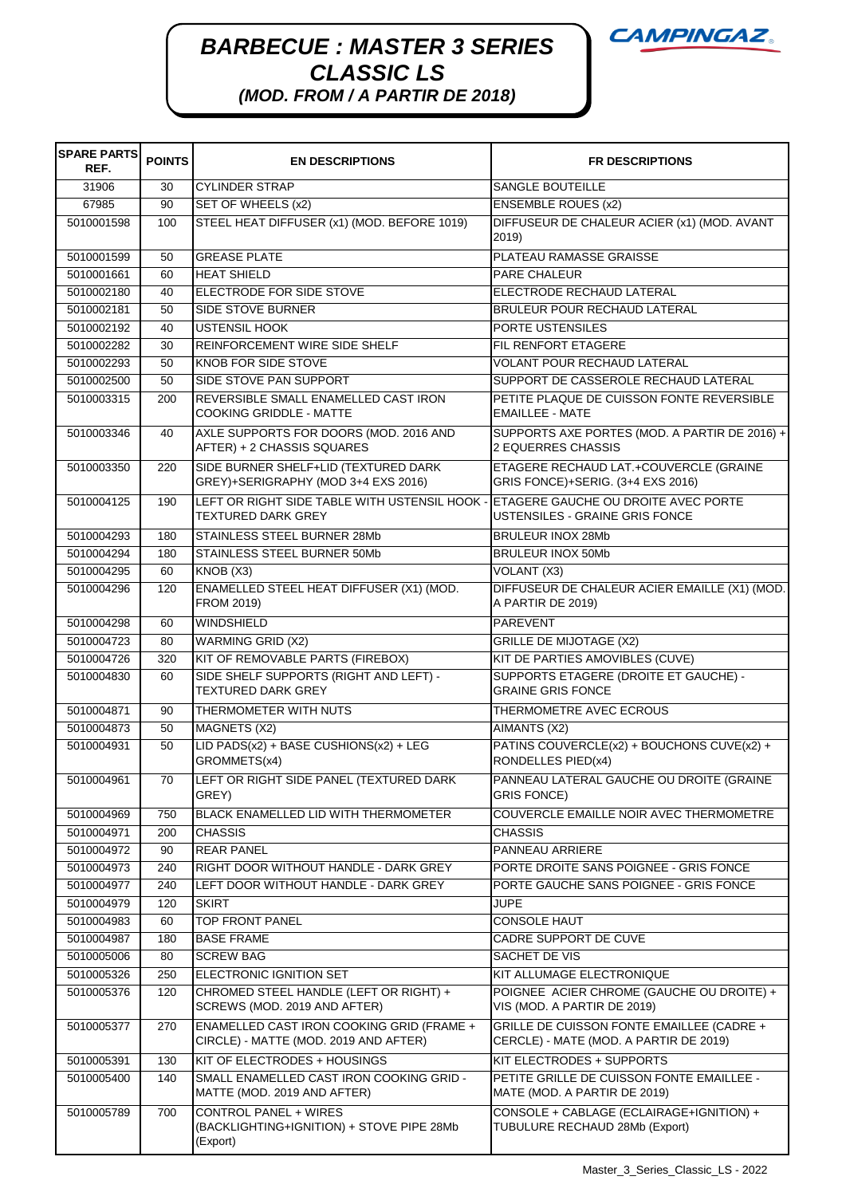# BARBECUE : MASTER 3 SERIES CLASSIC LS

## (MOD. FROM / A PARTIR DE 2018)

CAMPINGAZ

| SPARE PARTS REF. | POINTS | EN DESCRIPTIONS | FR DESCRIPTIONS |
|---|---|---|---|
| 31906 | 30 | CYLINDER STRAP | SANGLE BOUTEILLE |
| 67985 | 90 | SET OF WHEELS (x2) | ENSEMBLE ROUES (x2) |
| 5010001598 | 100 | STEEL HEAT DIFFUSER (x1) (MOD. BEFORE 1019) | DIFFUSEUR DE CHALEUR ACIER (x1) (MOD. AVANT 2019) |
| 5010001599 | 50 | GREASE PLATE | PLATEAU RAMASSE GRAISSE |
| 5010001661 | 60 | HEAT SHIELD | PARE CHALEUR |
| 5010002180 | 40 | ELECTRODE FOR SIDE STOVE | ELECTRODE RECHAUD LATERAL |
| 5010002181 | 50 | SIDE STOVE BURNER | BRULEUR POUR RECHAUD LATERAL |
| 5010002192 | 40 | USTENSIL HOOK | PORTE USTENSILES |
| 5010002282 | 30 | REINFORCEMENT WIRE SIDE SHELF | FIL RENFORT ETAGERE |
| 5010002293 | 50 | KNOB FOR SIDE STOVE | VOLANT POUR RECHAUD LATERAL |
| 5010002500 | 50 | SIDE STOVE PAN SUPPORT | SUPPORT DE CASSEROLE RECHAUD LATERAL |
| 5010003315 | 200 | REVERSIBLE SMALL ENAMELLED CAST IRON COOKING GRIDDLE - MATTE | PETITE PLAQUE DE CUISSON FONTE REVERSIBLE EMAILLEE - MATE |
| 5010003346 | 40 | AXLE SUPPORTS FOR DOORS (MOD. 2016 AND AFTER) + 2 CHASSIS SQUARES | SUPPORTS AXE PORTES (MOD. A PARTIR DE 2016) + 2 EQUERRES CHASSIS |
| 5010003350 | 220 | SIDE BURNER SHELF+LID (TEXTURED DARK GREY)+SERIGRAPHY (MOD 3+4 EXS 2016) | ETAGERE RECHAUD LAT.+COUVERCLE (GRAINE GRIS FONCE)+SERIG. (3+4 EXS 2016) |
| 5010004125 | 190 | LEFT OR RIGHT SIDE TABLE WITH USTENSIL HOOK - TEXTURED DARK GREY | ETAGERE GAUCHE OU DROITE AVEC PORTE USTENSILES - GRAINE GRIS FONCE |
| 5010004293 | 180 | STAINLESS STEEL BURNER 28Mb | BRULEUR INOX 28Mb |
| 5010004294 | 180 | STAINLESS STEEL BURNER 50Mb | BRULEUR INOX 50Mb |
| 5010004295 | 60 | KNOB (X3) | VOLANT (X3) |
| 5010004296 | 120 | ENAMELLED STEEL HEAT DIFFUSER (X1) (MOD. FROM 2019) | DIFFUSEUR DE CHALEUR ACIER EMAILLE (X1) (MOD. A PARTIR DE 2019) |
| 5010004298 | 60 | WINDSHIELD | PAREVENT |
| 5010004723 | 80 | WARMING GRID (X2) | GRILLE DE MIJOTAGE (X2) |
| 5010004726 | 320 | KIT OF REMOVABLE PARTS (FIREBOX) | KIT DE PARTIES AMOVIBLES (CUVE) |
| 5010004830 | 60 | SIDE SHELF SUPPORTS (RIGHT AND LEFT) - TEXTURED DARK GREY | SUPPORTS ETAGERE (DROITE ET GAUCHE) - GRAINE GRIS FONCE |
| 5010004871 | 90 | THERMOMETER WITH NUTS | THERMOMETRE AVEC ECROUS |
| 5010004873 | 50 | MAGNETS (X2) | AIMANTS (X2) |
| 5010004931 | 50 | LID PADS(x2) + BASE CUSHIONS(x2) + LEG GROMMETS(x4) | PATINS COUVERCLE(x2) + BOUCHONS CUVE(x2) + RONDELLES PIED(x4) |
| 5010004961 | 70 | LEFT OR RIGHT SIDE PANEL (TEXTURED DARK GREY) | PANNEAU LATERAL GAUCHE OU DROITE (GRAINE GRIS FONCE) |
| 5010004969 | 750 | BLACK ENAMELLED LID WITH THERMOMETER | COUVERCLE EMAILLE NOIR AVEC THERMOMETRE |
| 5010004971 | 200 | CHASSIS | CHASSIS |
| 5010004972 | 90 | REAR PANEL | PANNEAU ARRIERE |
| 5010004973 | 240 | RIGHT DOOR WITHOUT HANDLE - DARK GREY | PORTE DROITE SANS POIGNEE - GRIS FONCE |
| 5010004977 | 240 | LEFT DOOR WITHOUT HANDLE - DARK GREY | PORTE GAUCHE SANS POIGNEE - GRIS FONCE |
| 5010004979 | 120 | SKIRT | JUPE |
| 5010004983 | 60 | TOP FRONT PANEL | CONSOLE HAUT |
| 5010004987 | 180 | BASE FRAME | CADRE SUPPORT DE CUVE |
| 5010005006 | 80 | SCREW BAG | SACHET DE VIS |
| 5010005326 | 250 | ELECTRONIC IGNITION SET | KIT ALLUMAGE ELECTRONIQUE |
| 5010005376 | 120 | CHROMED STEEL HANDLE (LEFT OR RIGHT) + SCREWS (MOD. 2019 AND AFTER) | POIGNEE ACIER CHROME (GAUCHE OU DROITE) + VIS (MOD. A PARTIR DE 2019) |
| 5010005377 | 270 | ENAMELLED CAST IRON COOKING GRID (FRAME + CIRCLE) - MATTE (MOD. 2019 AND AFTER) | GRILLE DE CUISSON FONTE EMAILLEE (CADRE + CERCLE) - MATE (MOD. A PARTIR DE 2019) |
| 5010005391 | 130 | KIT OF ELECTRODES + HOUSINGS | KIT ELECTRODES + SUPPORTS |
| 5010005400 | 140 | SMALL ENAMELLED CAST IRON COOKING GRID - MATTE (MOD. 2019 AND AFTER) | PETITE GRILLE DE CUISSON FONTE EMAILLEE - MATE (MOD. A PARTIR DE 2019) |
| 5010005789 | 700 | CONTROL PANEL + WIRES (BACKLIGHTING+IGNITION) + STOVE PIPE 28Mb (Export) | CONSOLE + CABLAGE (ECLAIRAGE+IGNITION) + TUBULURE RECHAUD 28Mb (Export) |

Master_3_Series_Classic_LS - 2022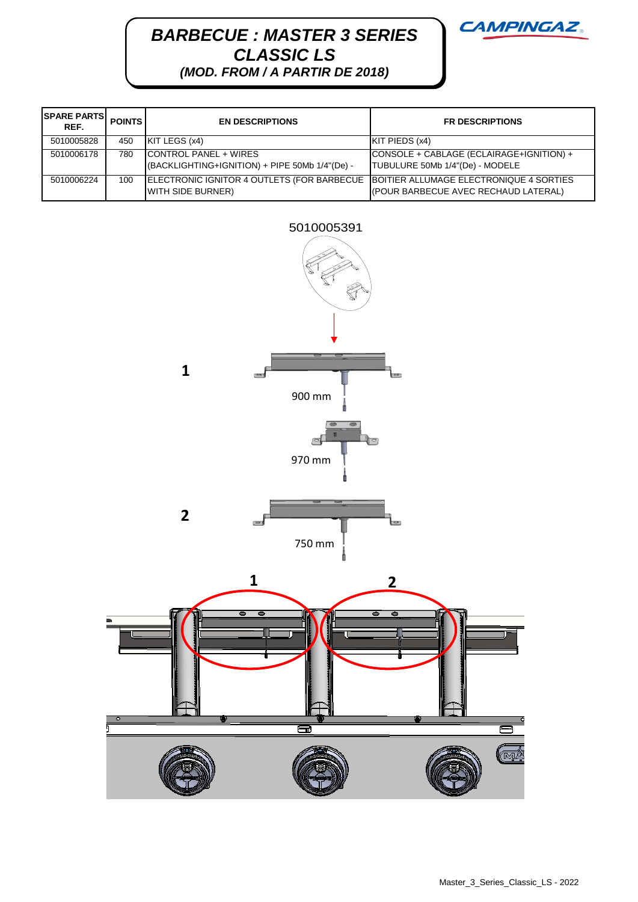# BARBECUE : MASTER 3 SERIES CLASSIC LS

## (MOD. FROM / A PARTIR DE 2018)

CAMPINGAZ

| SPARE PARTS REF. | POINTS | EN DESCRIPTIONS | FR DESCRIPTIONS |
|---|---|---|---|
| 5010005828 | 450 | KIT LEGS (x4) | KIT PIEDS (x4) |
| 5010006178 | 780 | CONTROL PANEL + WIRES (BACKLIGHTING+IGNITION) + PIPE 50Mb 1/4"(De) - | CONSOLE + CABLAGE (ECLAIRAGE+IGNITION) + TUBULURE 50Mb 1/4"(De) - MODELE |
| 5010006224 | 100 | ELECTRONIC IGNITOR 4 OUTLETS (FOR BARBECUE WITH SIDE BURNER) | BOITIER ALLUMAGE ELECTRONIQUE 4 SORTIES (POUR BARBECUE AVEC RECHAUD LATERAL) |

5010005391

1

900 mm

970 mm

2

750 mm

1

2

Master_3_Series_Classic_LS - 2022